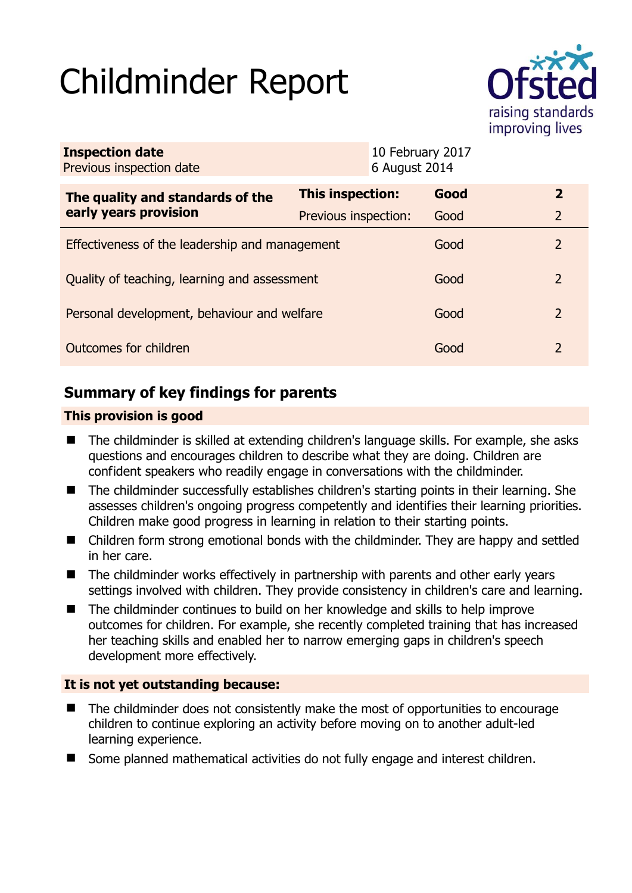# Childminder Report

Ofsted
raising standards
improving lives

| **Inspection date** | 10 February 2017 |
|---|---|
| Previous inspection date | 6 August 2014 |

| **The quality and standards of the early years provision** | **This inspection:** | **Good** | **2** |
|---|---|---|---|
| | Previous inspection: | Good | 2 |
| Effectiveness of the leadership and management | | Good | 2 |
| Quality of teaching, learning and assessment | | Good | 2 |
| Personal development, behaviour and welfare | | Good | 2 |
| Outcomes for children | | Good | 2 |

## Summary of key findings for parents

### This provision is good

- The childminder is skilled at extending children's language skills. For example, she asks questions and encourages children to describe what they are doing. Children are confident speakers who readily engage in conversations with the childminder.
- The childminder successfully establishes children's starting points in their learning. She assesses children's ongoing progress competently and identifies their learning priorities. Children make good progress in learning in relation to their starting points.
- Children form strong emotional bonds with the childminder. They are happy and settled in her care.
- The childminder works effectively in partnership with parents and other early years settings involved with children. They provide consistency in children's care and learning.
- The childminder continues to build on her knowledge and skills to help improve outcomes for children. For example, she recently completed training that has increased her teaching skills and enabled her to narrow emerging gaps in children's speech development more effectively.

### It is not yet outstanding because:

- The childminder does not consistently make the most of opportunities to encourage children to continue exploring an activity before moving on to another adult-led learning experience.
- Some planned mathematical activities do not fully engage and interest children.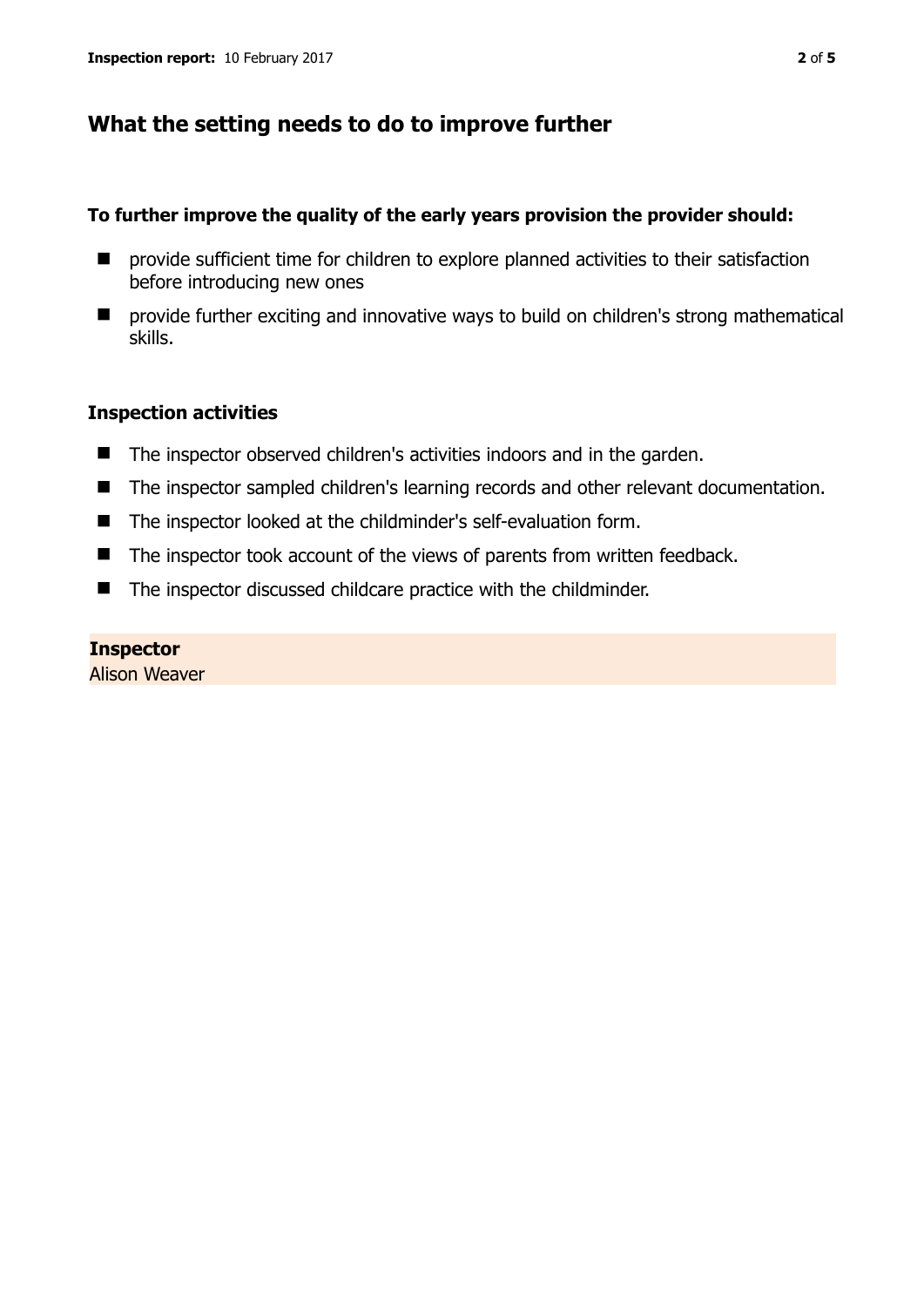## What the setting needs to do to improve further

### To further improve the quality of the early years provision the provider should:

- provide sufficient time for children to explore planned activities to their satisfaction before introducing new ones
- provide further exciting and innovative ways to build on children's strong mathematical skills.

### Inspection activities

- The inspector observed children's activities indoors and in the garden.
- The inspector sampled children's learning records and other relevant documentation.
- The inspector looked at the childminder's self-evaluation form.
- The inspector took account of the views of parents from written feedback.
- The inspector discussed childcare practice with the childminder.

**Inspector**
Alison Weaver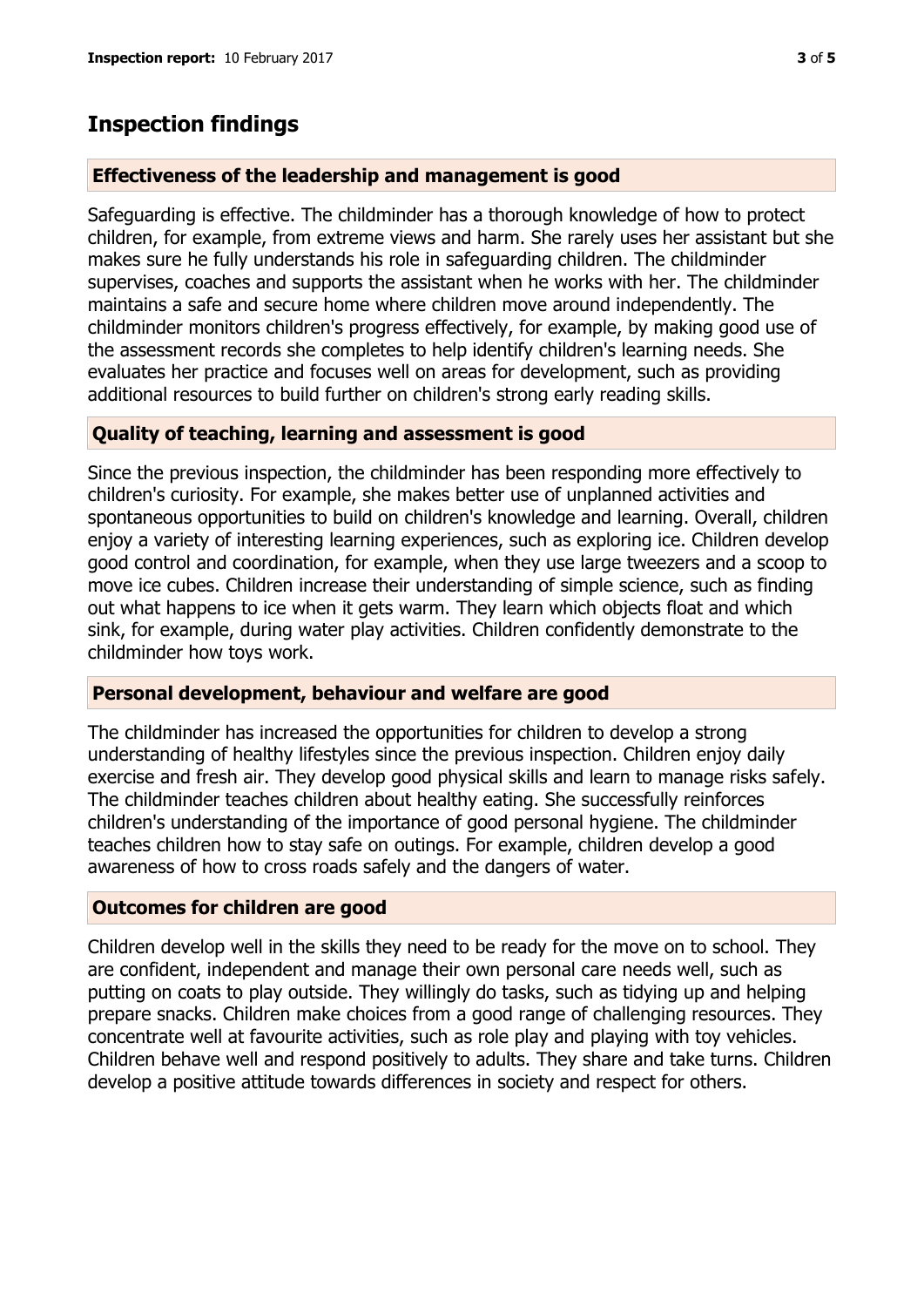## Inspection findings

### Effectiveness of the leadership and management is good

Safeguarding is effective. The childminder has a thorough knowledge of how to protect children, for example, from extreme views and harm. She rarely uses her assistant but she makes sure he fully understands his role in safeguarding children. The childminder supervises, coaches and supports the assistant when he works with her. The childminder maintains a safe and secure home where children move around independently. The childminder monitors children's progress effectively, for example, by making good use of the assessment records she completes to help identify children's learning needs. She evaluates her practice and focuses well on areas for development, such as providing additional resources to build further on children's strong early reading skills.

### Quality of teaching, learning and assessment is good

Since the previous inspection, the childminder has been responding more effectively to children's curiosity. For example, she makes better use of unplanned activities and spontaneous opportunities to build on children's knowledge and learning. Overall, children enjoy a variety of interesting learning experiences, such as exploring ice. Children develop good control and coordination, for example, when they use large tweezers and a scoop to move ice cubes. Children increase their understanding of simple science, such as finding out what happens to ice when it gets warm. They learn which objects float and which sink, for example, during water play activities. Children confidently demonstrate to the childminder how toys work.

### Personal development, behaviour and welfare are good

The childminder has increased the opportunities for children to develop a strong understanding of healthy lifestyles since the previous inspection. Children enjoy daily exercise and fresh air. They develop good physical skills and learn to manage risks safely. The childminder teaches children about healthy eating. She successfully reinforces children's understanding of the importance of good personal hygiene. The childminder teaches children how to stay safe on outings. For example, children develop a good awareness of how to cross roads safely and the dangers of water.

### Outcomes for children are good

Children develop well in the skills they need to be ready for the move on to school. They are confident, independent and manage their own personal care needs well, such as putting on coats to play outside. They willingly do tasks, such as tidying up and helping prepare snacks. Children make choices from a good range of challenging resources. They concentrate well at favourite activities, such as role play and playing with toy vehicles. Children behave well and respond positively to adults. They share and take turns. Children develop a positive attitude towards differences in society and respect for others.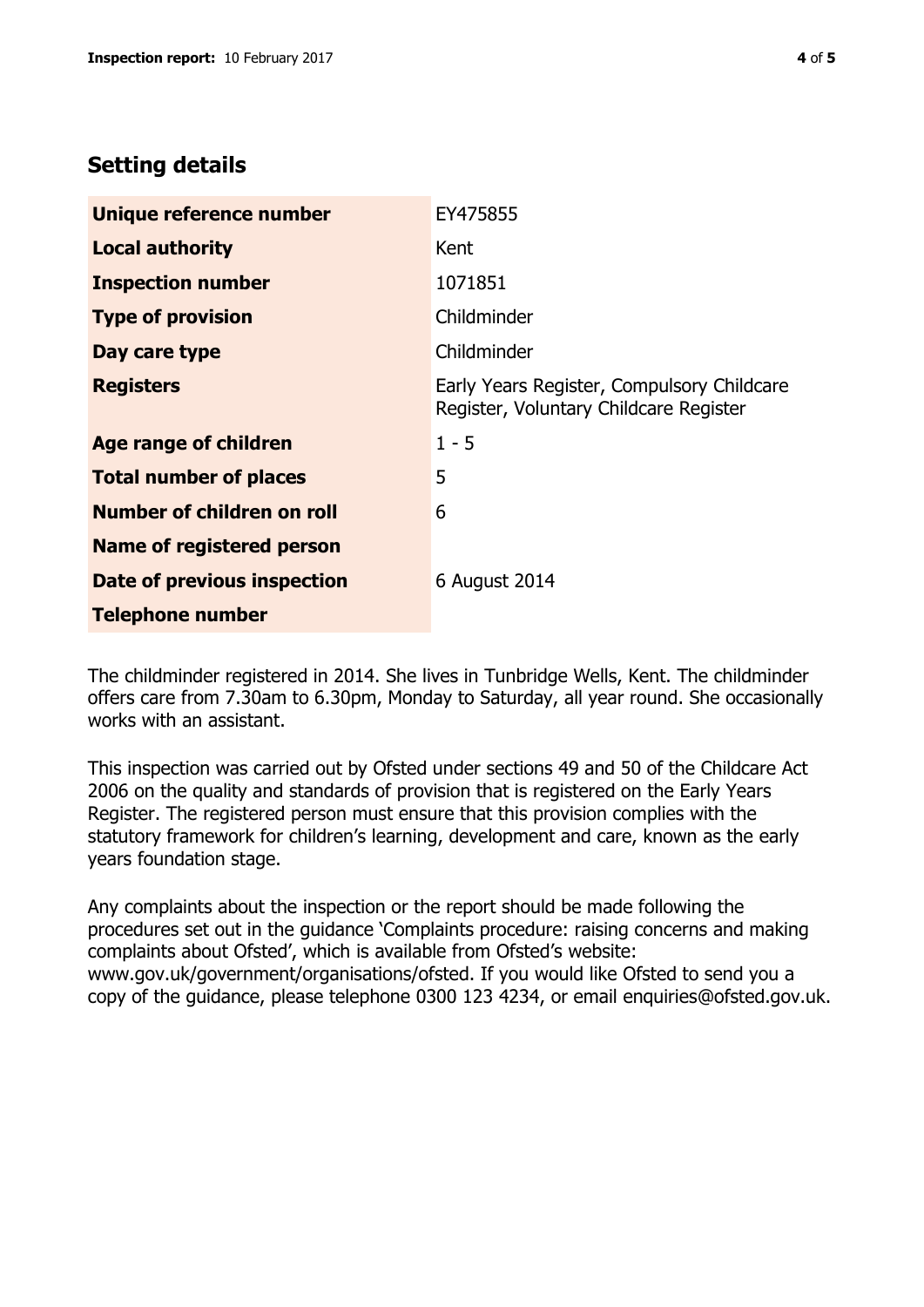## Setting details

| | |
|---|---|
| **Unique reference number** | EY475855 |
| **Local authority** | Kent |
| **Inspection number** | 1071851 |
| **Type of provision** | Childminder |
| **Day care type** | Childminder |
| **Registers** | Early Years Register, Compulsory Childcare Register, Voluntary Childcare Register |
| **Age range of children** | 1 - 5 |
| **Total number of places** | 5 |
| **Number of children on roll** | 6 |
| **Name of registered person** | |
| **Date of previous inspection** | 6 August 2014 |
| **Telephone number** | |

The childminder registered in 2014. She lives in Tunbridge Wells, Kent. The childminder offers care from 7.30am to 6.30pm, Monday to Saturday, all year round. She occasionally works with an assistant.

This inspection was carried out by Ofsted under sections 49 and 50 of the Childcare Act 2006 on the quality and standards of provision that is registered on the Early Years Register. The registered person must ensure that this provision complies with the statutory framework for children's learning, development and care, known as the early years foundation stage.

Any complaints about the inspection or the report should be made following the procedures set out in the guidance 'Complaints procedure: raising concerns and making complaints about Ofsted', which is available from Ofsted's website: www.gov.uk/government/organisations/ofsted. If you would like Ofsted to send you a copy of the guidance, please telephone 0300 123 4234, or email enquiries@ofsted.gov.uk.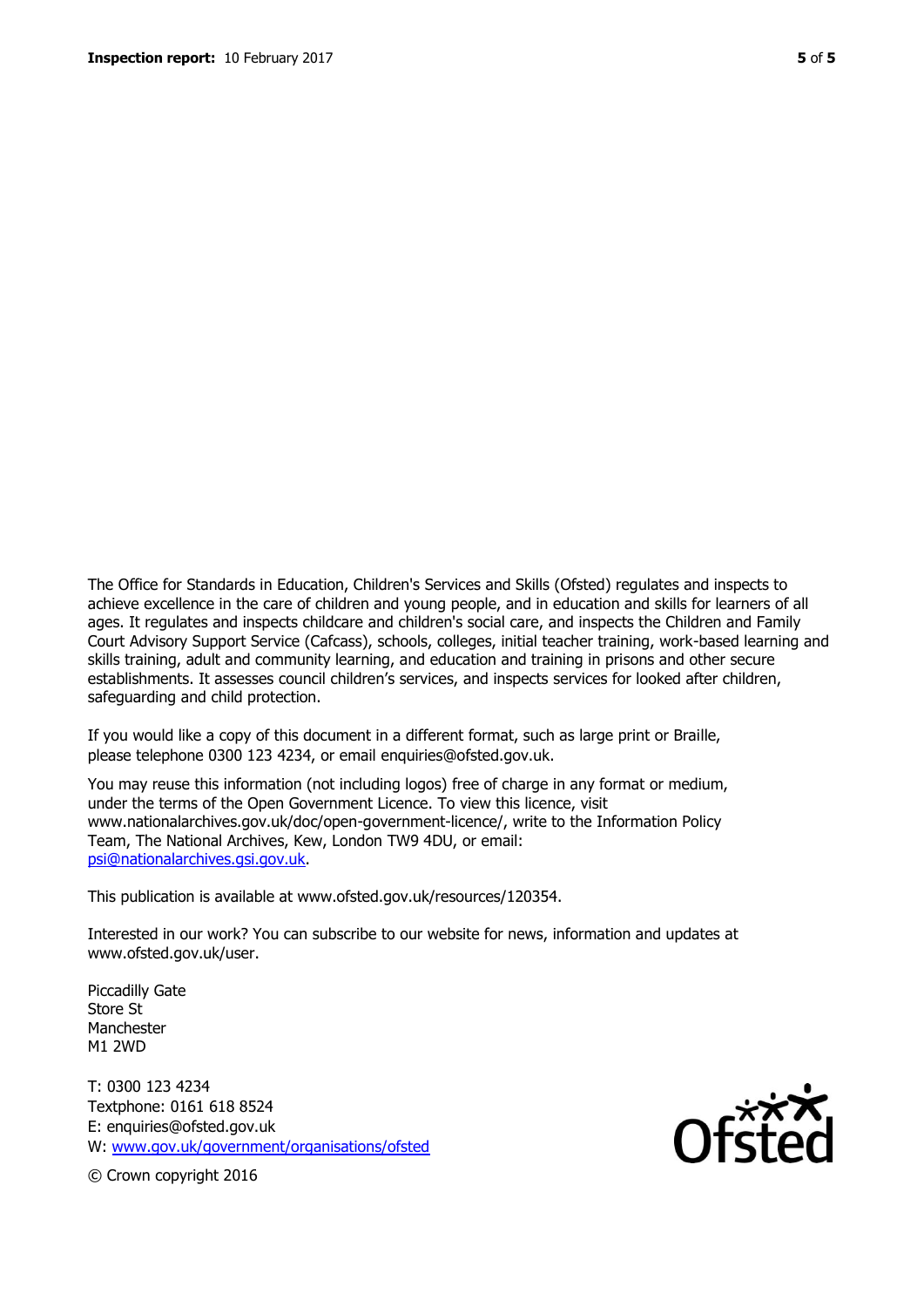The Office for Standards in Education, Children's Services and Skills (Ofsted) regulates and inspects to achieve excellence in the care of children and young people, and in education and skills for learners of all ages. It regulates and inspects childcare and children's social care, and inspects the Children and Family Court Advisory Support Service (Cafcass), schools, colleges, initial teacher training, work-based learning and skills training, adult and community learning, and education and training in prisons and other secure establishments. It assesses council children's services, and inspects services for looked after children, safeguarding and child protection.

If you would like a copy of this document in a different format, such as large print or Braille, please telephone 0300 123 4234, or email enquiries@ofsted.gov.uk.

You may reuse this information (not including logos) free of charge in any format or medium, under the terms of the Open Government Licence. To view this licence, visit www.nationalarchives.gov.uk/doc/open-government-licence/, write to the Information Policy Team, The National Archives, Kew, London TW9 4DU, or email: psi@nationalarchives.gsi.gov.uk.

This publication is available at www.ofsted.gov.uk/resources/120354.

Interested in our work? You can subscribe to our website for news, information and updates at www.ofsted.gov.uk/user.

Piccadilly Gate
Store St
Manchester
M1 2WD

T: 0300 123 4234
Textphone: 0161 618 8524
E: enquiries@ofsted.gov.uk
W: www.gov.uk/government/organisations/ofsted

© Crown copyright 2016